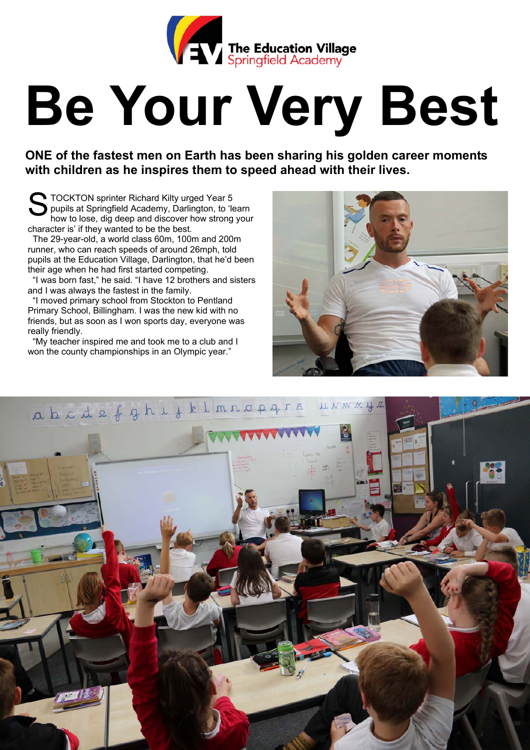The Education Village
Springfield Academy

# Be Your Very Best

**ONE of the fastest men on Earth has been sharing his golden career moments with children as he inspires them to speed ahead with their lives.**

STOCKTON sprinter Richard Kilty urged Year 5 pupils at Springfield Academy, Darlington, to 'learn how to lose, dig deep and discover how strong your character is' if they wanted to be the best.

The 29-year-old, a world class 60m, 100m and 200m runner, who can reach speeds of around 26mph, told pupils at the Education Village, Darlington, that he'd been their age when he had first started competing.

"I was born fast," he said. "I have 12 brothers and sisters and I was always the fastest in the family.

"I moved primary school from Stockton to Pentland Primary School, Billingham. I was the new kid with no friends, but as soon as I won sports day, everyone was really friendly.

"My teacher inspired me and took me to a club and I won the county championships in an Olympic year."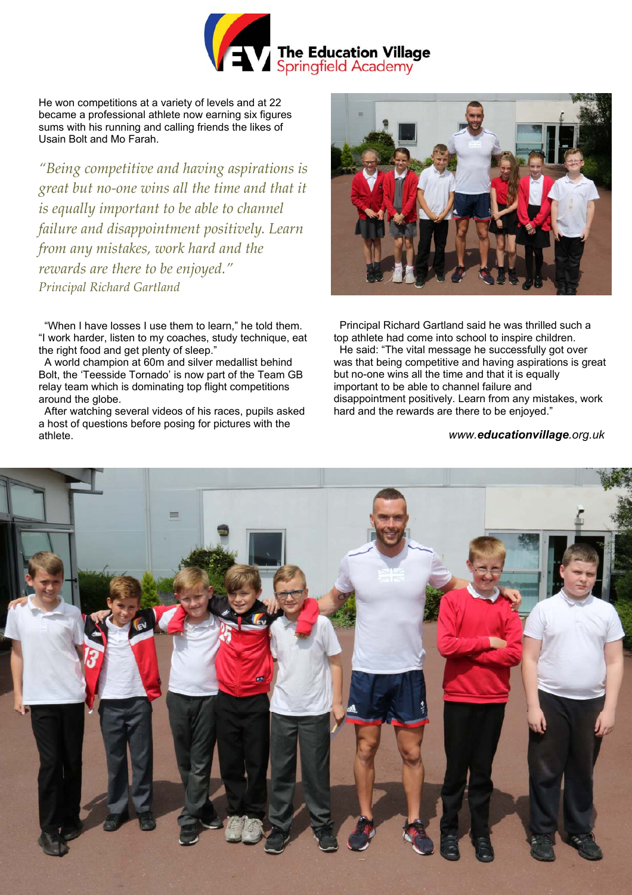He won competitions at a variety of levels and at 22 became a professional athlete now earning six figures sums with his running and calling friends the likes of Usain Bolt and Mo Farah.

*"Being competitive and having aspirations is great but no-one wins all the time and that it is equally important to be able to channel failure and disappointment positively. Learn from any mistakes, work hard and the rewards are there to be enjoyed."*
*Principal Richard Gartland*

"When I have losses I use them to learn," he told them. "I work harder, listen to my coaches, study technique, eat the right food and get plenty of sleep."

A world champion at 60m and silver medallist behind Bolt, the 'Teesside Tornado' is now part of the Team GB relay team which is dominating top flight competitions around the globe.

After watching several videos of his races, pupils asked a host of questions before posing for pictures with the athlete.

Principal Richard Gartland said he was thrilled such a top athlete had come into school to inspire children.

He said: "The vital message he successfully got over was that being competitive and having aspirations is great but no-one wins all the time and that it is equally important to be able to channel failure and disappointment positively. Learn from any mistakes, work hard and the rewards are there to be enjoyed."

www.**educationvillage**.org.uk